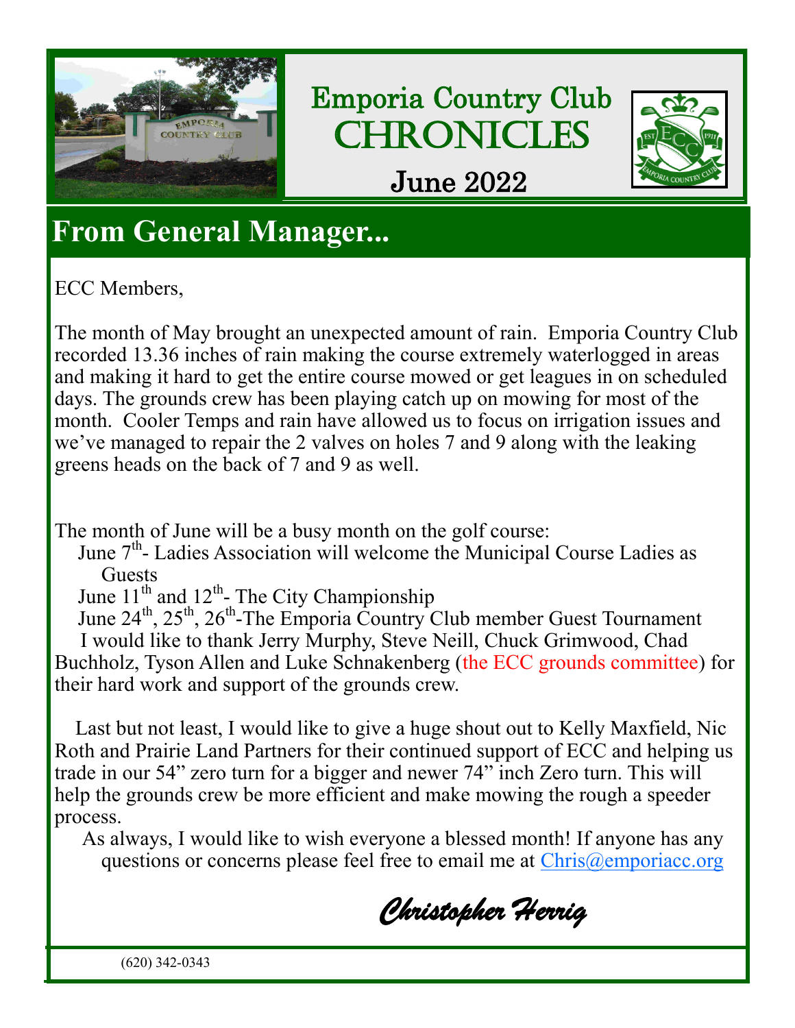# Emporia Country Club CHRONICLES

June 2022

## From General Manager...

ECC Members,

The month of May brought an unexpected amount of rain. Emporia Country Club recorded 13.36 inches of rain making the course extremely waterlogged in areas and making it hard to get the entire course mowed or get leagues in on scheduled days. The grounds crew has been playing catch up on mowing for most of the month. Cooler Temps and rain have allowed us to focus on irrigation issues and we've managed to repair the 2 valves on holes 7 and 9 along with the leaking greens heads on the back of 7 and 9 as well.

The month of June will be a busy month on the golf course:

- June 7th- Ladies Association will welcome the Municipal Course Ladies as Guests
- June 11th and 12th- The City Championship
- June 24th, 25th, 26th-The Emporia Country Club member Guest Tournament

I would like to thank Jerry Murphy, Steve Neill, Chuck Grimwood, Chad Buchholz, Tyson Allen and Luke Schnakenberg (the ECC grounds committee) for their hard work and support of the grounds crew.

Last but not least, I would like to give a huge shout out to Kelly Maxfield, Nic Roth and Prairie Land Partners for their continued support of ECC and helping us trade in our 54" zero turn for a bigger and newer 74" inch Zero turn. This will help the grounds crew be more efficient and make mowing the rough a speeder process.

As always, I would like to wish everyone a blessed month! If anyone has any questions or concerns please feel free to email me at Chris@emporiacc.org

*Christopher Herrig*

(620) 342-0343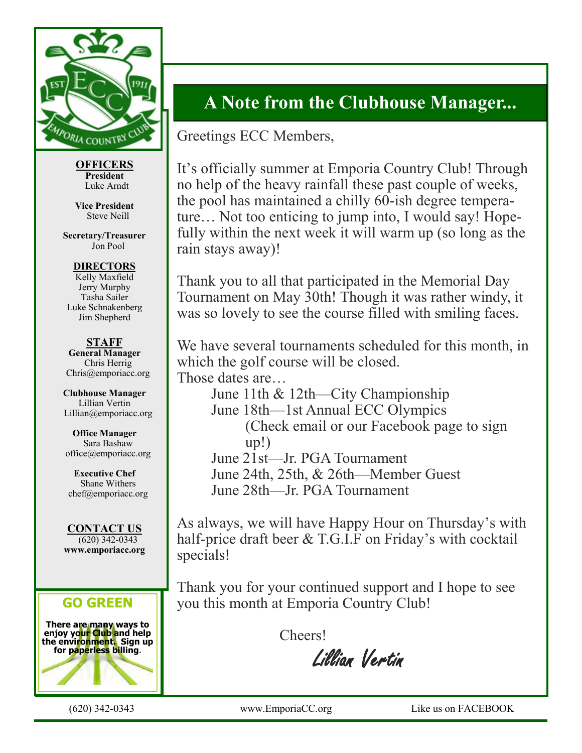## OFFICERS

**President**
Luke Arndt

**Vice President**
Steve Neill

**Secretary/Treasurer**
Jon Pool

## DIRECTORS

Kelly Maxfield
Jerry Murphy
Tasha Sailer
Luke Schnakenberg
Jim Shepherd

## STAFF

**General Manager**
Chris Herrig
Chris@emporiacc.org

**Clubhouse Manager**
Lillian Vertin
Lillian@emporiacc.org

**Office Manager**
Sara Bashaw
office@emporiacc.org

**Executive Chef**
Shane Withers
chef@emporiacc.org

## CONTACT US

(620) 342-0343
**www.emporiacc.org**

## GO GREEN

**There are many ways to enjoy your Club and help the environment. Sign up for paperless billing.**

# A Note from the Clubhouse Manager...

Greetings ECC Members,

It's officially summer at Emporia Country Club! Through no help of the heavy rainfall these past couple of weeks, the pool has maintained a chilly 60-ish degree temperature… Not too enticing to jump into, I would say! Hopefully within the next week it will warm up (so long as the rain stays away)!

Thank you to all that participated in the Memorial Day Tournament on May 30th! Though it was rather windy, it was so lovely to see the course filled with smiling faces.

We have several tournaments scheduled for this month, in which the golf course will be closed.
Those dates are…

- June 11th & 12th—City Championship
- June 18th—1st Annual ECC Olympics
  (Check email or our Facebook page to sign up!)
- June 21st—Jr. PGA Tournament
- June 24th, 25th, & 26th—Member Guest
- June 28th—Jr. PGA Tournament

As always, we will have Happy Hour on Thursday's with half-price draft beer & T.G.I.F on Friday's with cocktail specials!

Thank you for your continued support and I hope to see you this month at Emporia Country Club!

Cheers!

*Lillian Vertin*

(620) 342-0343 | www.EmporiaCC.org | Like us on FACEBOOK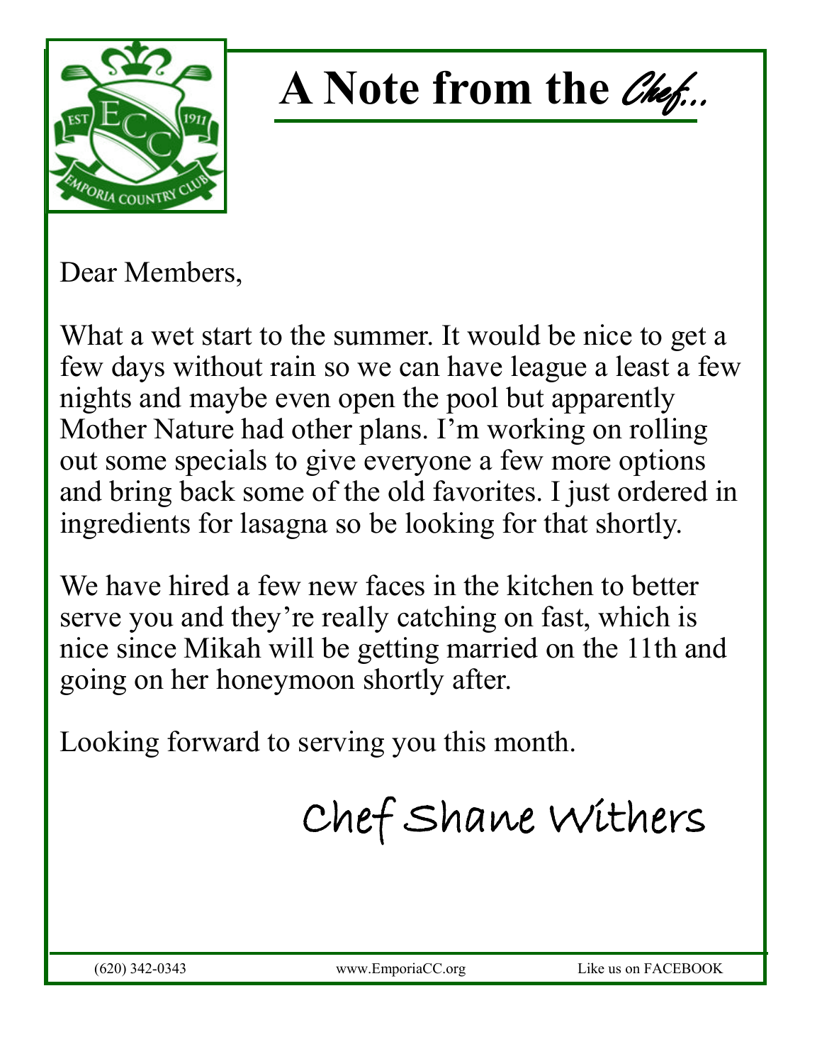# A Note from the *Chef...*

Dear Members,

What a wet start to the summer. It would be nice to get a few days without rain so we can have league a least a few nights and maybe even open the pool but apparently Mother Nature had other plans. I'm working on rolling out some specials to give everyone a few more options and bring back some of the old favorites. I just ordered in ingredients for lasagna so be looking for that shortly.

We have hired a few new faces in the kitchen to better serve you and they're really catching on fast, which is nice since Mikah will be getting married on the 11th and going on her honeymoon shortly after.

Looking forward to serving you this month.

Chef Shane Withers

(620) 342-0343 www.EmporiaCC.org Like us on FACEBOOK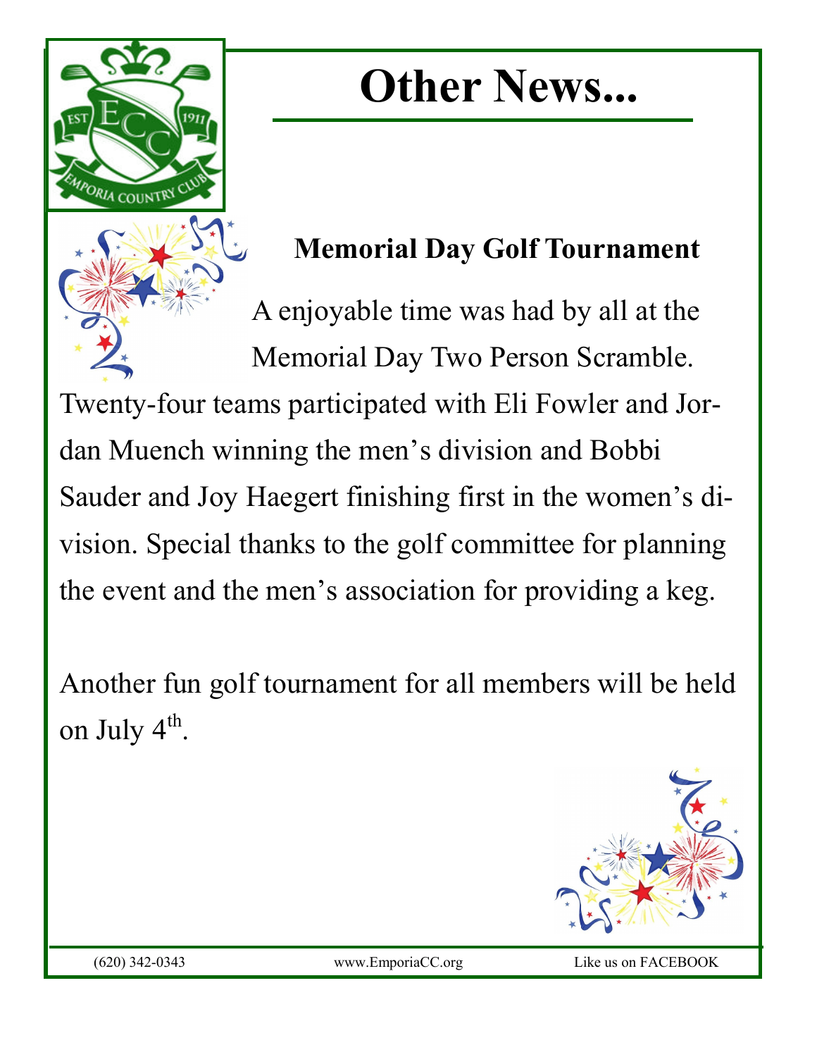# Other News...

### Memorial Day Golf Tournament

A enjoyable time was had by all at the Memorial Day Two Person Scramble. Twenty-four teams participated with Eli Fowler and Jordan Muench winning the men's division and Bobbi Sauder and Joy Haegert finishing first in the women's division. Special thanks to the golf committee for planning the event and the men's association for providing a keg.

Another fun golf tournament for all members will be held on July 4th.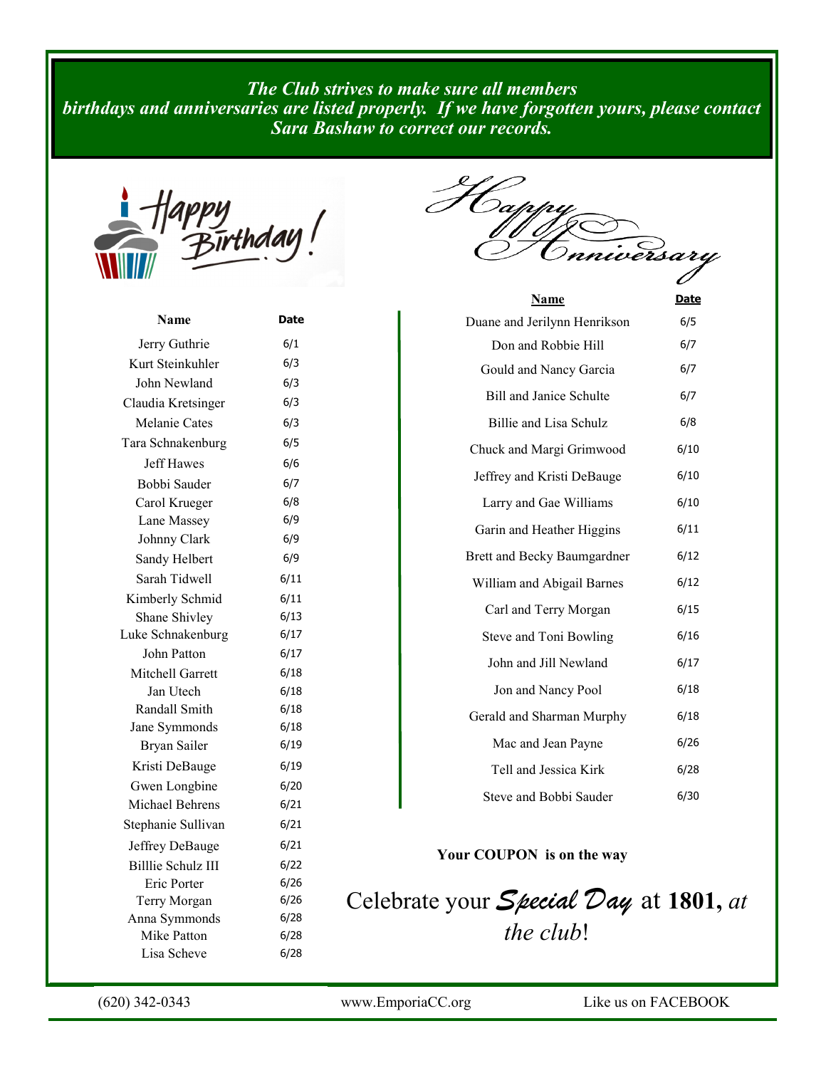***The Club strives to make sure all members birthdays and anniversaries are listed properly. If we have forgotten yours, please contact Sara Bashaw to correct our records.***

## Happy Birthday!

| Name | Date |
|---|---|
| Jerry Guthrie | 6/1 |
| Kurt Steinkuhler | 6/3 |
| John Newland | 6/3 |
| Claudia Kretsinger | 6/3 |
| Melanie Cates | 6/3 |
| Tara Schnakenburg | 6/5 |
| Jeff Hawes | 6/6 |
| Bobbi Sauder | 6/7 |
| Carol Krueger | 6/8 |
| Lane Massey | 6/9 |
| Johnny Clark | 6/9 |
| Sandy Helbert | 6/9 |
| Sarah Tidwell | 6/11 |
| Kimberly Schmid | 6/11 |
| Shane Shivley | 6/13 |
| Luke Schnakenburg | 6/17 |
| John Patton | 6/17 |
| Mitchell Garrett | 6/18 |
| Jan Utech | 6/18 |
| Randall Smith | 6/18 |
| Jane Symmonds | 6/18 |
| Bryan Sailer | 6/19 |
| Kristi DeBauge | 6/19 |
| Gwen Longbine | 6/20 |
| Michael Behrens | 6/21 |
| Stephanie Sullivan | 6/21 |
| Jeffrey DeBauge | 6/21 |
| Billlie Schulz III | 6/22 |
| Eric Porter | 6/26 |
| Terry Morgan | 6/26 |
| Anna Symmonds | 6/28 |
| Mike Patton | 6/28 |
| Lisa Scheve | 6/28 |

## Happy Anniversary

| Name | Date |
|---|---|
| Duane and Jerilynn Henrikson | 6/5 |
| Don and Robbie Hill | 6/7 |
| Gould and Nancy Garcia | 6/7 |
| Bill and Janice Schulte | 6/7 |
| Billie and Lisa Schulz | 6/8 |
| Chuck and Margi Grimwood | 6/10 |
| Jeffrey and Kristi DeBauge | 6/10 |
| Larry and Gae Williams | 6/10 |
| Garin and Heather Higgins | 6/11 |
| Brett and Becky Baumgardner | 6/12 |
| William and Abigail Barnes | 6/12 |
| Carl and Terry Morgan | 6/15 |
| Steve and Toni Bowling | 6/16 |
| John and Jill Newland | 6/17 |
| Jon and Nancy Pool | 6/18 |
| Gerald and Sharman Murphy | 6/18 |
| Mac and Jean Payne | 6/26 |
| Tell and Jessica Kirk | 6/28 |
| Steve and Bobbi Sauder | 6/30 |

**Your COUPON is on the way**

Celebrate your *Special Day* at **1801,** *at the club*!

(620) 342-0343 www.EmporiaCC.org Like us on FACEBOOK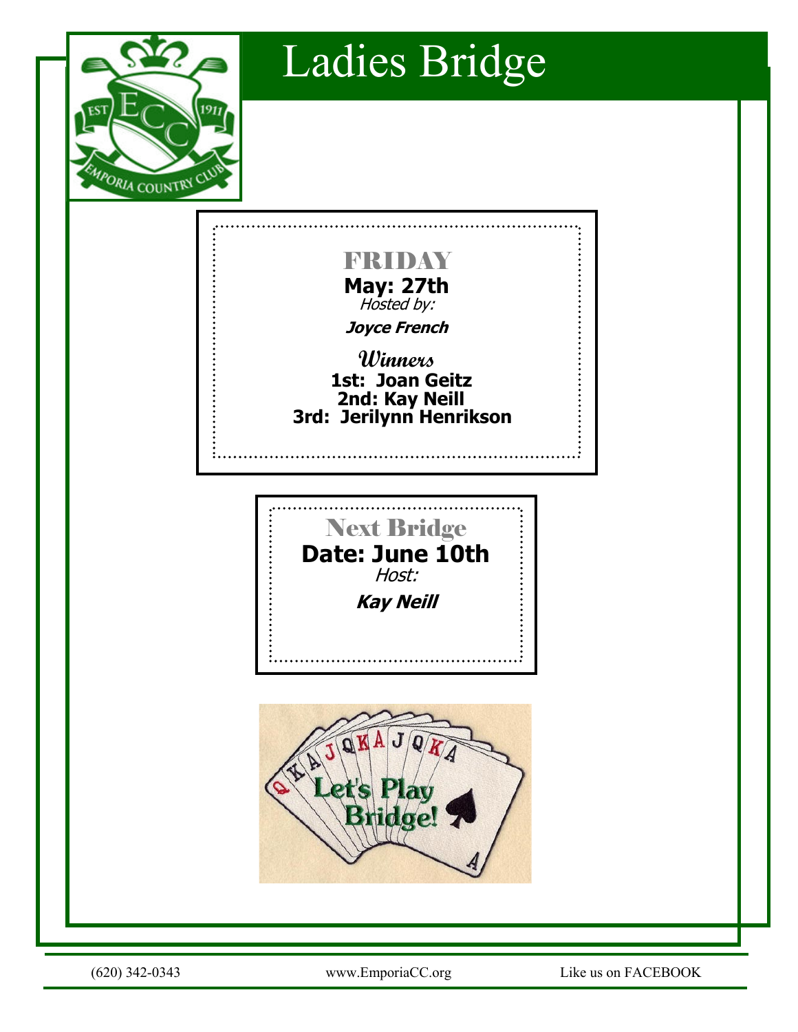# Ladies Bridge

## FRIDAY

**May: 27th**

*Hosted by:*

***Joyce French***

### Winners

**1st: Joan Geitz**
**2nd: Kay Neill**
**3rd: Jerilynn Henrikson**

## Next Bridge

**Date: June 10th**

*Host:*

***Kay Neill***

(620) 342-0343 | www.EmporiaCC.org | Like us on FACEBOOK